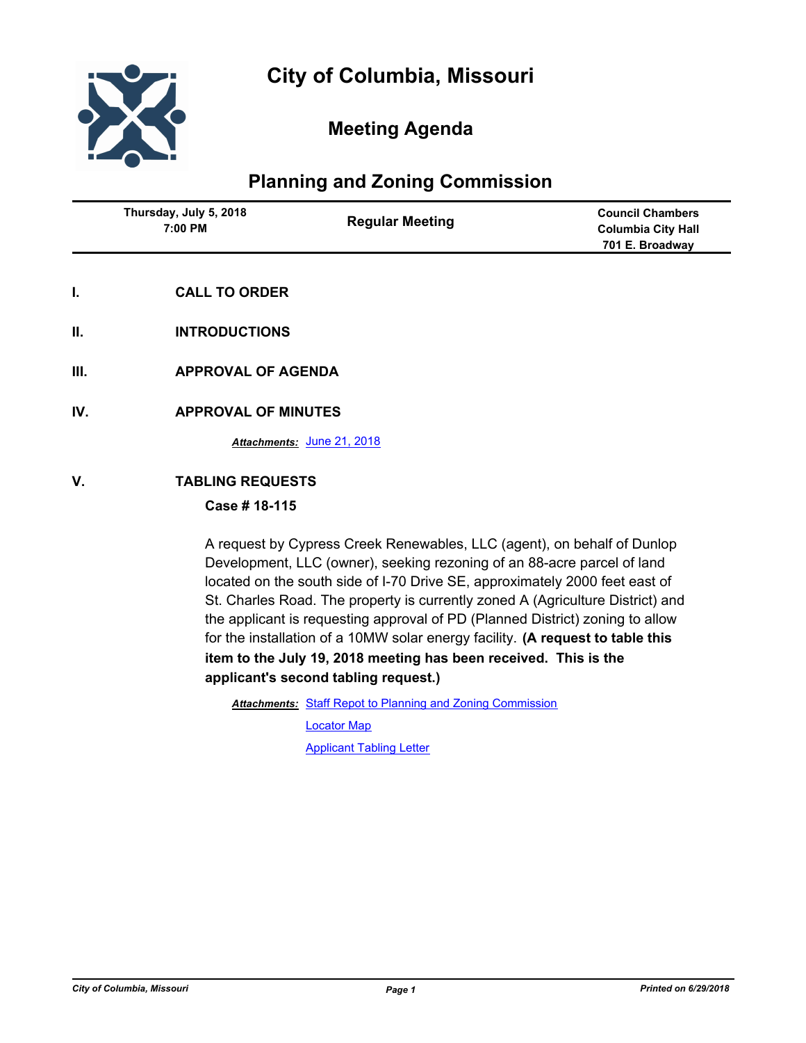# City of Columbia, Missouri

## Meeting Agenda

## Planning and Zoning Commission

| Thursday, July 5, 2018<br>7:00 PM | Regular Meeting | Council Chambers<br>Columbia City Hall<br>701 E. Broadway |
|---|---|---|

**I. CALL TO ORDER**

**II. INTRODUCTIONS**

**III. APPROVAL OF AGENDA**

**IV. APPROVAL OF MINUTES**

***Attachments:*** June 21, 2018

**V. TABLING REQUESTS**

**Case # 18-115**

A request by Cypress Creek Renewables, LLC (agent), on behalf of Dunlop Development, LLC (owner), seeking rezoning of an 88-acre parcel of land located on the south side of I-70 Drive SE, approximately 2000 feet east of St. Charles Road. The property is currently zoned A (Agriculture District) and the applicant is requesting approval of PD (Planned District) zoning to allow for the installation of a 10MW solar energy facility. **(A request to table this item to the July 19, 2018 meeting has been received. This is the applicant's second tabling request.)**

***Attachments:*** Staff Repot to Planning and Zoning Commission
Locator Map
Applicant Tabling Letter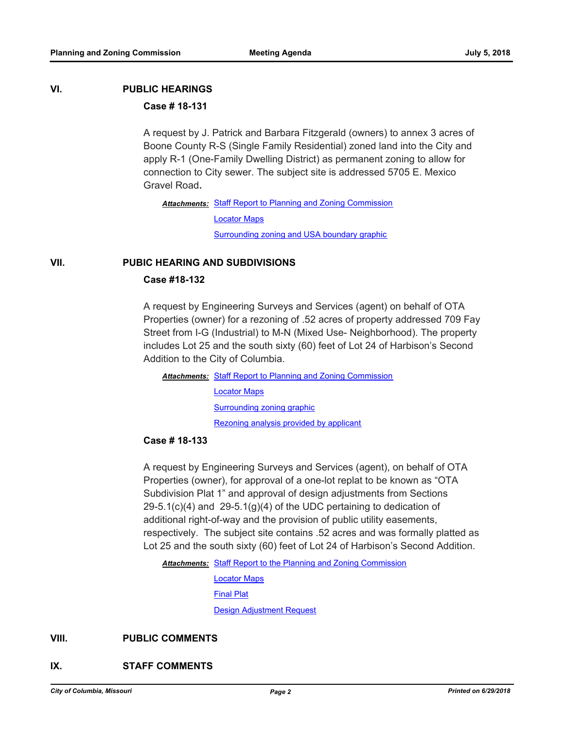## VI. PUBLIC HEARINGS

### Case # 18-131

A request by J. Patrick and Barbara Fitzgerald (owners) to annex 3 acres of Boone County R-S (Single Family Residential) zoned land into the City and apply R-1 (One-Family Dwelling District) as permanent zoning to allow for connection to City sewer. The subject site is addressed 5705 E. Mexico Gravel Road.

***Attachments:*** Staff Report to Planning and Zoning Commission
Locator Maps
Surrounding zoning and USA boundary graphic

## VII. PUBIC HEARING AND SUBDIVISIONS

### Case #18-132

A request by Engineering Surveys and Services (agent) on behalf of OTA Properties (owner) for a rezoning of .52 acres of property addressed 709 Fay Street from I-G (Industrial) to M-N (Mixed Use- Neighborhood). The property includes Lot 25 and the south sixty (60) feet of Lot 24 of Harbison's Second Addition to the City of Columbia.

***Attachments:*** Staff Report to Planning and Zoning Commission
Locator Maps
Surrounding zoning graphic
Rezoning analysis provided by applicant

### Case # 18-133

A request by Engineering Surveys and Services (agent), on behalf of OTA Properties (owner), for approval of a one-lot replat to be known as "OTA Subdivision Plat 1" and approval of design adjustments from Sections 29-5.1(c)(4) and 29-5.1(g)(4) of the UDC pertaining to dedication of additional right-of-way and the provision of public utility easements, respectively. The subject site contains .52 acres and was formally platted as Lot 25 and the south sixty (60) feet of Lot 24 of Harbison's Second Addition.

***Attachments:*** Staff Report to the Planning and Zoning Commission
Locator Maps
Final Plat
Design Adjustment Request

## VIII. PUBLIC COMMENTS

## IX. STAFF COMMENTS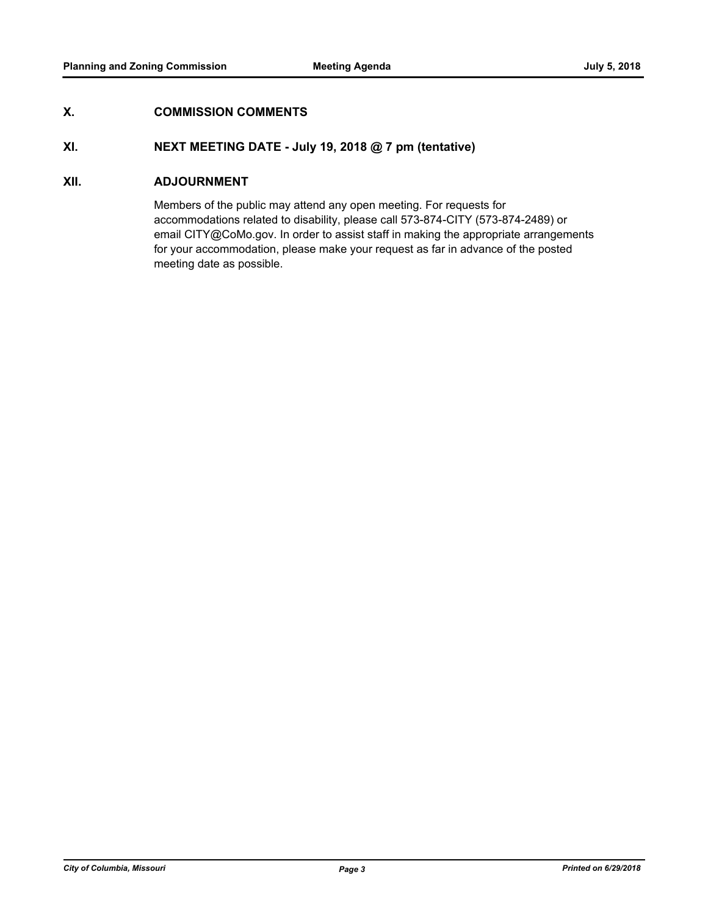## X. COMMISSION COMMENTS

## XI. NEXT MEETING DATE - July 19, 2018 @ 7 pm (tentative)

## XII. ADJOURNMENT

Members of the public may attend any open meeting. For requests for accommodations related to disability, please call 573-874-CITY (573-874-2489) or email CITY@CoMo.gov. In order to assist staff in making the appropriate arrangements for your accommodation, please make your request as far in advance of the posted meeting date as possible.